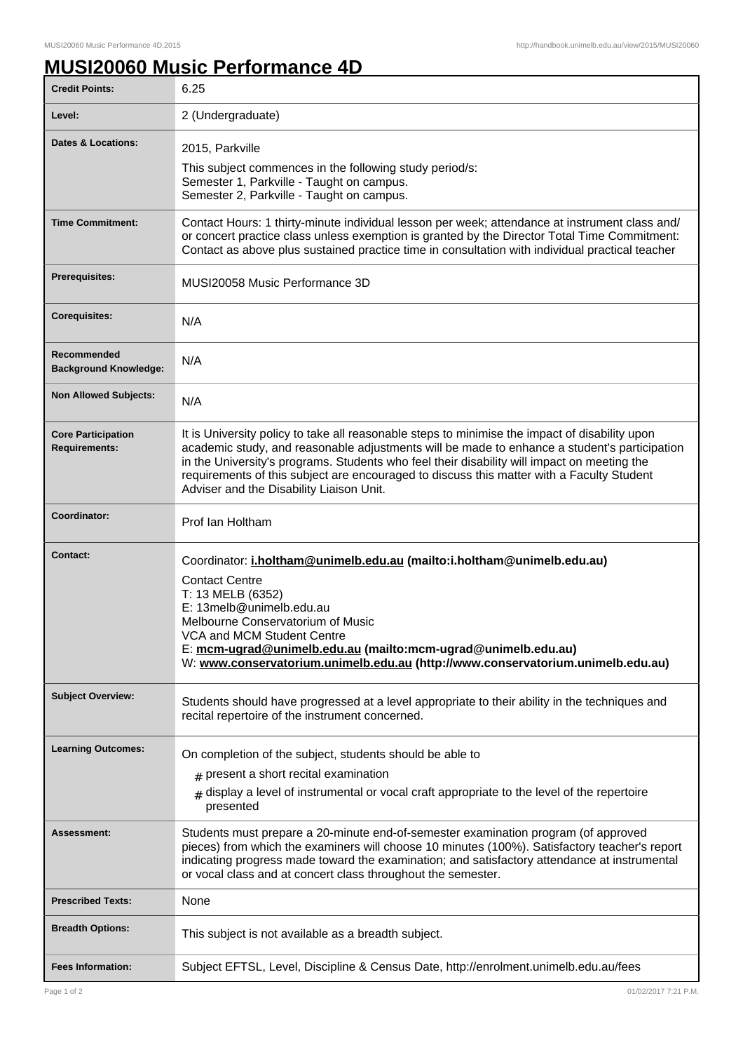# MUSI20060 Music Performance 4D

| | |
|---|---|
| **Credit Points:** | 6.25 |
| **Level:** | 2 (Undergraduate) |
| **Dates & Locations:** | 2015, Parkville<br>This subject commences in the following study period/s:<br>Semester 1, Parkville - Taught on campus.<br>Semester 2, Parkville - Taught on campus. |
| **Time Commitment:** | Contact Hours: 1 thirty-minute individual lesson per week; attendance at instrument class and/ or concert practice class unless exemption is granted by the Director Total Time Commitment: Contact as above plus sustained practice time in consultation with individual practical teacher |
| **Prerequisites:** | MUSI20058 Music Performance 3D |
| **Corequisites:** | N/A |
| **Recommended Background Knowledge:** | N/A |
| **Non Allowed Subjects:** | N/A |
| **Core Participation Requirements:** | It is University policy to take all reasonable steps to minimise the impact of disability upon academic study, and reasonable adjustments will be made to enhance a student's participation in the University's programs. Students who feel their disability will impact on meeting the requirements of this subject are encouraged to discuss this matter with a Faculty Student Adviser and the Disability Liaison Unit. |
| **Coordinator:** | Prof Ian Holtham |
| **Contact:** | Coordinator: **i.holtham@unimelb.edu.au (mailto:i.holtham@unimelb.edu.au)**<br>Contact Centre<br>T: 13 MELB (6352)<br>E: 13melb@unimelb.edu.au<br>Melbourne Conservatorium of Music<br>VCA and MCM Student Centre<br>E: **mcm-ugrad@unimelb.edu.au (mailto:mcm-ugrad@unimelb.edu.au)**<br>W: **www.conservatorium.unimelb.edu.au (http://www.conservatorium.unimelb.edu.au)** |
| **Subject Overview:** | Students should have progressed at a level appropriate to their ability in the techniques and recital repertoire of the instrument concerned. |
| **Learning Outcomes:** | On completion of the subject, students should be able to<br># present a short recital examination<br># display a level of instrumental or vocal craft appropriate to the level of the repertoire presented |
| **Assessment:** | Students must prepare a 20-minute end-of-semester examination program (of approved pieces) from which the examiners will choose 10 minutes (100%). Satisfactory teacher's report indicating progress made toward the examination; and satisfactory attendance at instrumental or vocal class and at concert class throughout the semester. |
| **Prescribed Texts:** | None |
| **Breadth Options:** | This subject is not available as a breadth subject. |
| **Fees Information:** | Subject EFTSL, Level, Discipline & Census Date, http://enrolment.unimelb.edu.au/fees |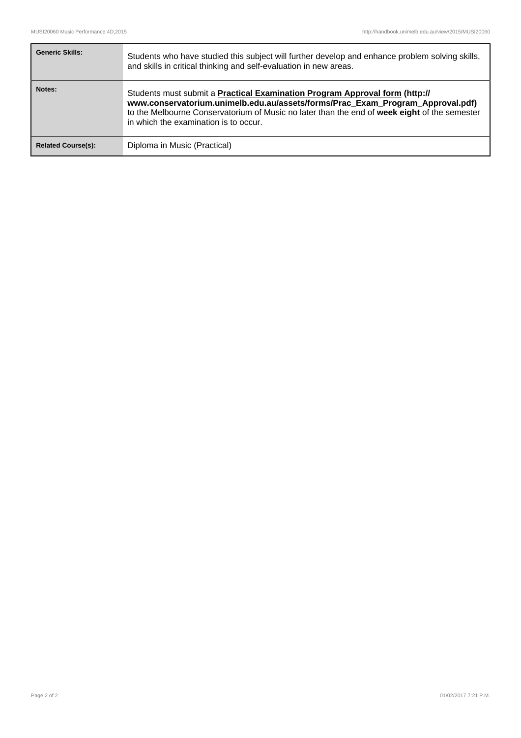| | |
|---|---|
| **Generic Skills:** | Students who have studied this subject will further develop and enhance problem solving skills, and skills in critical thinking and self-evaluation in new areas. |
| **Notes:** | Students must submit a **Practical Examination Program Approval form (http://www.conservatorium.unimelb.edu.au/assets/forms/Prac_Exam_Program_Approval.pdf)** to the Melbourne Conservatorium of Music no later than the end of **week eight** of the semester in which the examination is to occur. |
| **Related Course(s):** | Diploma in Music (Practical) |